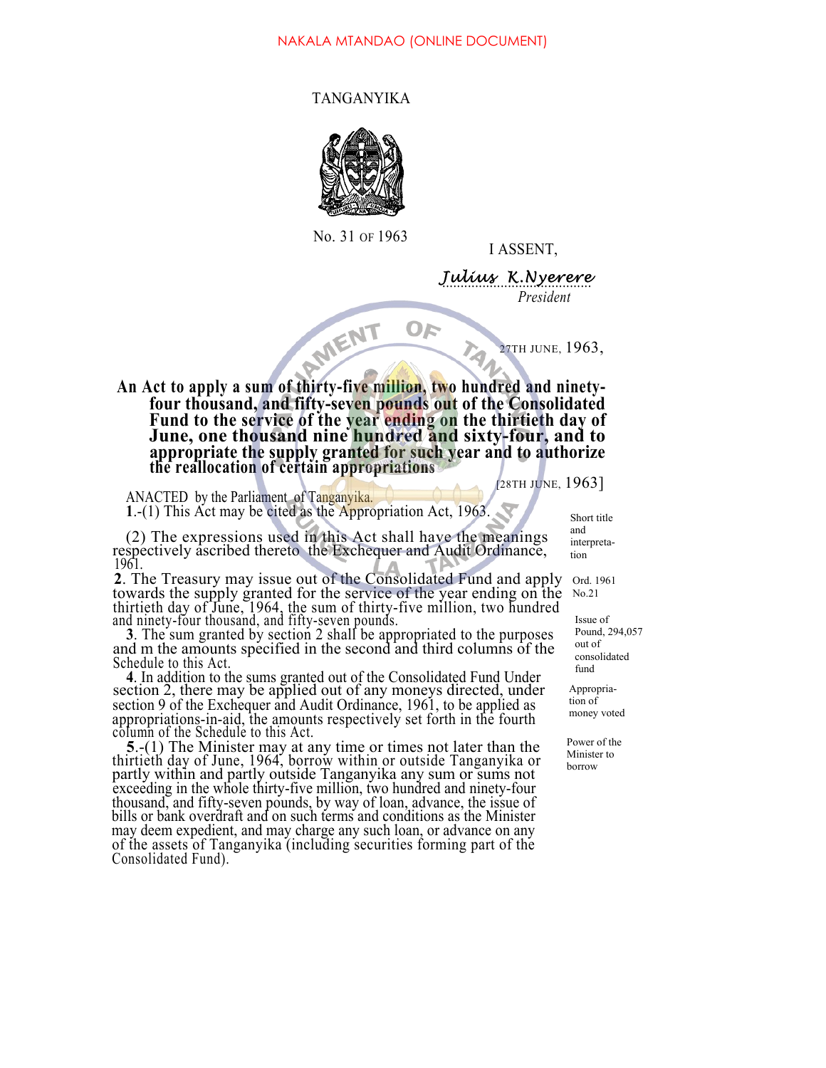NAKALA MTANDAO (ONLINE DOCUMENT)

TANGANYIKA

No. 31 OF 1963

I ASSENT,

*Julius K.Nyerere*
*President*

27TH JUNE, 1963,

**An Act to apply a sum of thirty-five million, two hundred and ninety-four thousand, and fifty-seven pounds out of the Consolidated Fund to the service of the year ending on the thirtieth day of June, one thousand nine hundred and sixty-four, and to appropriate the supply granted for such year and to authorize the reallocation of certain appropriations**

[28TH JUNE, 1963]

ANACTED by the Parliament of Tanganyika.

*Short title and interpretation*

**1**.-(1) This Act may be cited as the Appropriation Act, 1963.

(2) The expressions used in this Act shall have the meanings respectively ascribed thereto the Exchequer and Audit Ordinance, 1961.

*Ord. 1961 No.21*

*Issue of Pound, 294,057 out of consolidated fund*

**2**. The Treasury may issue out of the Consolidated Fund and apply towards the supply granted for the service of the year ending on the thirtieth day of June, 1964, the sum of thirty-five million, two hundred and ninety-four thousand, and fifty-seven pounds.

*Appropriation of money voted*

**3**. The sum granted by section 2 shall be appropriated to the purposes and m the amounts specified in the second and third columns of the Schedule to this Act.

**4**. In addition to the sums granted out of the Consolidated Fund Under section 2, there may be applied out of any moneys directed, under section 9 of the Exchequer and Audit Ordinance, 1961, to be applied as appropriations-in-aid, the amounts respectively set forth in the fourth column of the Schedule to this Act.

*Power of the Minister to borrow*

**5**.-(1) The Minister may at any time or times not later than the thirtieth day of June, 1964, borrow within or outside Tanganyika or partly within and partly outside Tanganyika any sum or sums not exceeding in the whole thirty-five million, two hundred and ninety-four thousand, and fifty-seven pounds, by way of loan, advance, the issue of bills or bank overdraft and on such terms and conditions as the Minister may deem expedient, and may charge any such loan, or advance on any of the assets of Tanganyika (including securities forming part of the Consolidated Fund).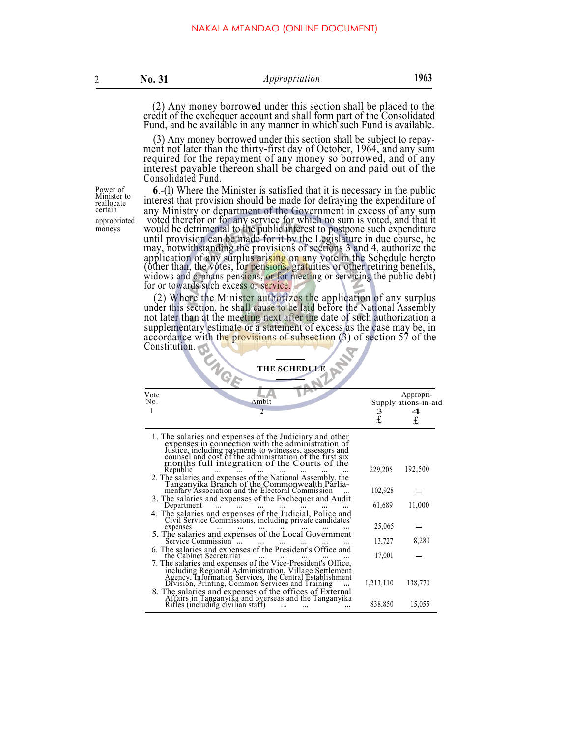(2) Any money borrowed under this section shall be placed to the credit of the exchequer account and shall form part of the Consolidated Fund, and be available in any manner in which such Fund is available.

(3) Any money borrowed under this section shall be subject to repayment not later than the thirty-first day of October, 1964, and any sum required for the repayment of any money so borrowed, and of any interest payable thereon shall be charged on and paid out of the Consolidated Fund.

*Power of Minister to reallocate certain appropriated moneys*

**6**.-(l) Where the Minister is satisfied that it is necessary in the public interest that provision should be made for defraying the expenditure of any Ministry or department of the Government in excess of any sum voted therefor or for any service for which no sum is voted, and that it would be detrimental to the public interest to postpone such expenditure until provision can be made for it by the Legislature in due course, he may, notwithstanding the provisions of sections 3 and 4, authorize the application of any surplus arising on any vote in the Schedule hereto (other than, the votes, for pensions, gratuities or other retiring benefits, widows and orphans pensions, or for meeting or servicing the public debt) for or towards such excess or service.

(2) Where the Minister authorizes the application of any surplus under this section, he shall cause to be laid before the National Assembly not later than at the meeting next after the date of such authorization a supplementary estimate or a statement of excess as the case may be, in accordance with the provisions of subsection (3) of section 57 of the Constitution.

## THE SCHEDULE

| Vote No. 1 | Ambit 2 | Supply 3 £ | Appropriations-in-aid 4 £ |
|---|---|---|---|
| 1. | The salaries and expenses of the Judiciary and other expenses in connection with the administration of Justice, including payments to witnesses, assessors and counsel and cost of the administration of the first six months full integration of the Courts of the Republic ... ... ... ... ... ... ... | 229,205 | 192,500 |
| 2. | The salaries and expenses of the National Assembly, the Tanganyika Branch of the Commonwealth Parliamentary Association and the Electoral Commission ... | 102,928 | – |
| 3. | The salaries and expenses of the Exchequer and Audit Department ... ... ... ... ... ... ... | 61,689 | 11,000 |
| 4. | The salaries and expenses of the Judicial, Police and Civil Service Commissions, including private candidates' expenses ... ... ... ... ... ... ... | 25,065 | – |
| 5. | The salaries and expenses of the Local Government Service Commission ... ... ... ... ... ... | 13,727 | 8,280 |
| 6. | The salaries and expenses of the President's Office and the Cabinet Secretariat ... ... ... ... ... | 17,001 | – |
| 7. | The salaries and expenses of the Vice-President's Office, including Regional Administration, Village Settlement Agency, Information Services, the Central Establishment Division, Printing, Common Services and Training ... | 1,213,110 | 138,770 |
| 8. | The salaries and expenses of the offices of External Affairs in Tanganyika and overseas and the Tanganyika Rifles (including civilian staff) ... ... ... | 838,850 | 15,055 |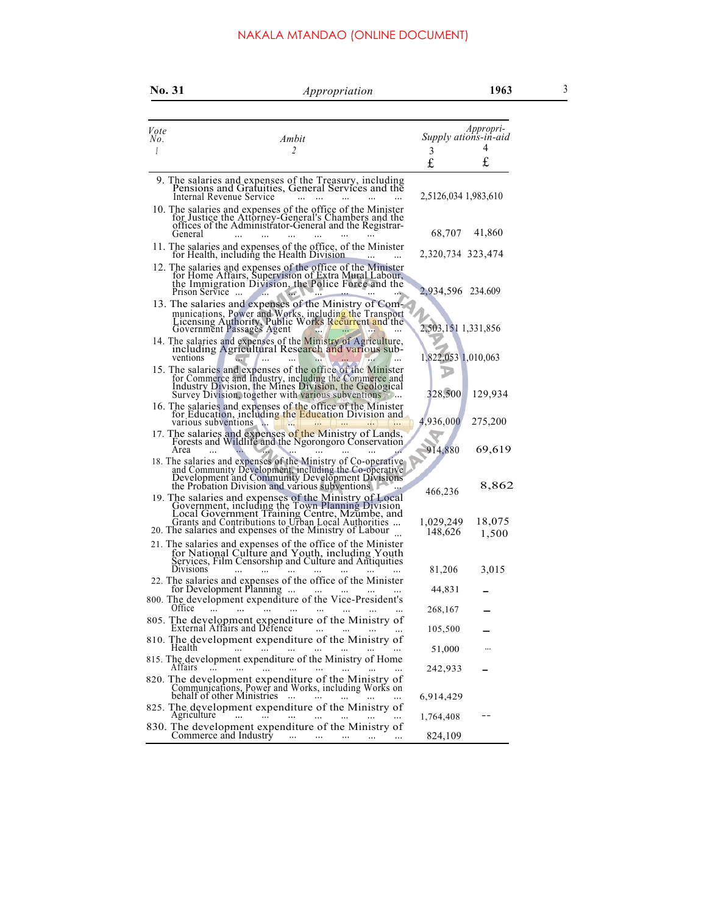| Vote No. 1 | Ambit 2 | Supply 3 £ | Appropriations-in-aid 4 £ |
|---|---|---|---|
| 9. | The salaries and expenses of the Treasury, including Pensions and Gratuities, General Services and the Internal Revenue Service ... ... ... ... ... | 2,5126,034 | 1,983,610 |
| 10. | The salaries and expenses of the office of the Minister for Justice the Attorney-General's Chambers and the offices of the Administrator-General and the Registrar-General ... ... ... ... ... ... | 68,707 | 41,860 |
| 11. | The salaries and expenses of the office, of the Minister for Health, including the Health Division ... ... | 2,320,734 | 323,474 |
| 12. | The salaries and expenses of the office of the Minister for Home Affairs, Supervision of Extra Mural Labour, the Immigration Division, the Police Force and the Prison Service ... ... ... ... ... ... ... | 2,934,596 | 234.609 |
| 13. | The salaries and expenses of the Ministry of Communications, Power and Works, including the Transport Licensing Authority, Public Works Recurrent and the Government Passages Agent ... ... ... ... | 2,503,151 | 1,331,856 |
| 14. | The salaries and expenses of the Ministry of Agriculture, including Agricultural Research and various subventions ... ... ... ... ... ... ... | 1,822,053 | 1,010,063 |
| 15. | The salaries and expenses of the office of the Minister for Commerce and Industry, including the Commerce and Industry Division, the Mines Division, the Geological Survey Division, together with various subventions ... | 328,500 | 129,934 |
| 16. | The salaries and expenses of the office of the Minister for Education, including the Education Division and various subventions ... ... ... ... ... ... | 4,936,000 | 275,200 |
| 17. | The salaries and expenses of the Ministry of Lands, Forests and Wildlife and the Ngorongoro Conservation Area ... ... ... ... ... ... ... | 914,880 | 69,619 |
| 18. | The salaries and expenses of the Ministry of Co-operative and Community Development, including the Co-operative Development and Community Development Divisions the Probation Division and various subventions ... | 466,236 | 8,862 |
| 19. | The salaries and expenses of the Ministry of Local Government, including the Town Planning Division Local Government Training Centre, Mzumbe, and Grants and Contributions to Urban Local Authorities ... | 1,029,249 | 18,075 |
| 20. | The salaries and expenses of the Ministry of Labour ... | 148,626 | 1,500 |
| 21. | The salaries and expenses of the office of the Minister for National Culture and Youth, including Youth Services, Film Censorship and Culture and Antiquities Divisions ... ... ... ... ... ... ... | 81,206 | 3,015 |
| 22. | The salaries and expenses of the office of the Minister for Development Planning ... ... ... ... ... | 44,831 | – |
| 800. | The development expenditure of the Vice-President's Office ... ... ... ... ... ... ... ... | 268,167 | – |
| 805. | The development expenditure of the Ministry of External Affairs and Defence ... ... ... ... | 105,500 | – |
| 810. | The development expenditure of the Ministry of Health ... ... ... ... ... ... ... | 51,000 | ... |
| 815. | The development expenditure of the Ministry of Home Affairs ... ... ... ... ... ... ... ... | 242,933 | – |
| 820. | The development expenditure of the Ministry of Communications, Power and Works, including Works on behalf of other Ministries ... ... ... ... ... | 6,914,429 | |
| 825. | The development expenditure of the Ministry of Agriculture ... ... ... ... ... ... ... | 1,764,408 | -- |
| 830. | The development expenditure of the Ministry of Commerce and Industry ... ... ... ... ... | 824,109 | |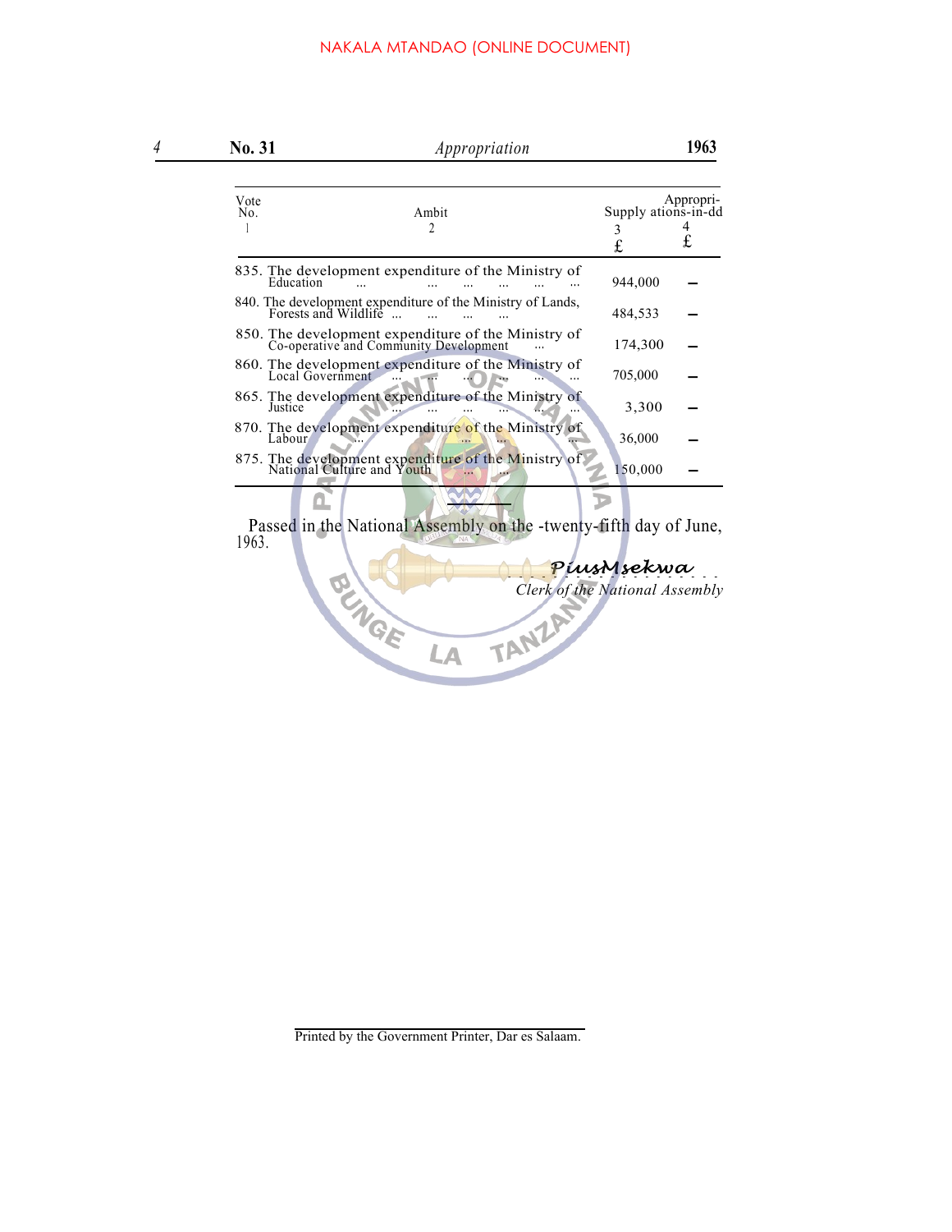| Vote No. 1 | Ambit 2 | Supply 3 £ | Appropriations-in-dd 4 £ |
|---|---|---|---|
| 835. | The development expenditure of the Ministry of Education ... ... ... ... ... ... | 944,000 | – |
| 840. | The development expenditure of the Ministry of Lands, Forests and Wildlife ... ... ... ... | 484,533 | – |
| 850. | The development expenditure of the Ministry of Co-operative and Community Development ... | 174,300 | – |
| 860. | The development expenditure of the Ministry of Local Government ... ... ... ... ... ... | 705,000 | – |
| 865. | The development expenditure of the Ministry of Justice ... ... ... ... ... ... | 3,300 | – |
| 870. | The development expenditure of the Ministry of Labour ... ... ... ... | 36,000 | – |
| 875. | The development expenditure of the Ministry of National Culture and Youth ... ... | 150,000 | – |

Passed in the National Assembly on the -twenty-fifth day of June, 1963.

PiusMsekwa

*Clerk of the National Assembly*

Printed by the Government Printer, Dar es Salaam.